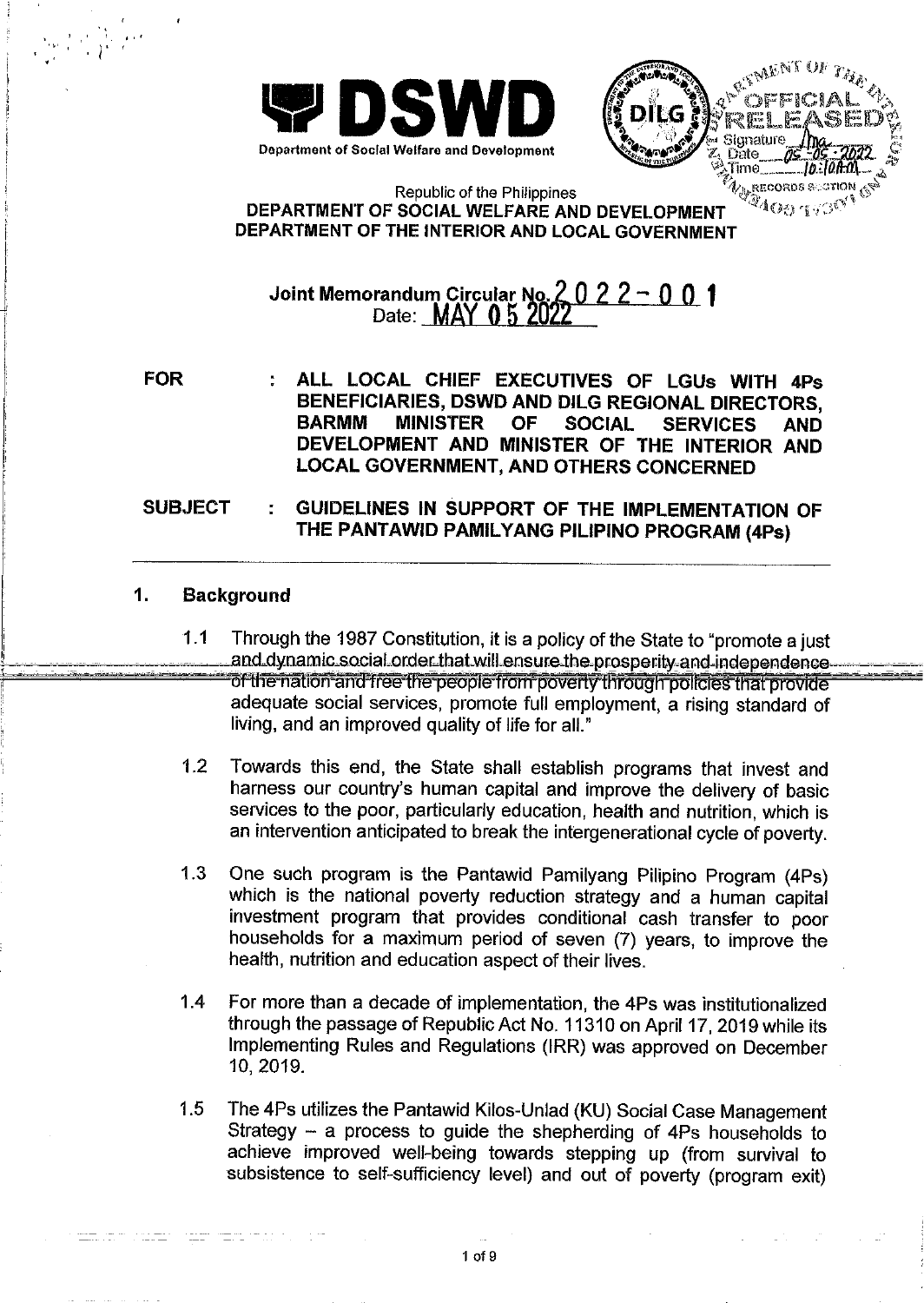**DSWD**

Department of Social Welfare and Development

Republic of the Philippines

**DEPARTMENT OF SOCIAL WELFARE AND DEVELOPMENT**

**DEPARTMENT OF THE INTERIOR AND LOCAL GOVERNMENT**

**Joint Memorandum Circular No. 2022-001**

**Date: MAY 05 2022**

**FOR** : **ALL LOCAL CHIEF EXECUTIVES OF LGUs WITH 4Ps BENEFICIARIES, DSWD AND DILG REGIONAL DIRECTORS, BARMM MINISTER OF SOCIAL SERVICES AND DEVELOPMENT AND MINISTER OF THE INTERIOR AND LOCAL GOVERNMENT, AND OTHERS CONCERNED**

**SUBJECT** : **GUIDELINES IN SUPPORT OF THE IMPLEMENTATION OF THE PANTAWID PAMILYANG PILIPINO PROGRAM (4Ps)**

## 1. Background

1.1 Through the 1987 Constitution, it is a policy of the State to "promote a just and dynamic social order that will ensure the prosperity and independence of the nation and free the people from poverty through policies that provide adequate social services, promote full employment, a rising standard of living, and an improved quality of life for all."

1.2 Towards this end, the State shall establish programs that invest and harness our country's human capital and improve the delivery of basic services to the poor, particularly education, health and nutrition, which is an intervention anticipated to break the intergenerational cycle of poverty.

1.3 One such program is the Pantawid Pamilyang Pilipino Program (4Ps) which is the national poverty reduction strategy and a human capital investment program that provides conditional cash transfer to poor households for a maximum period of seven (7) years, to improve the health, nutrition and education aspect of their lives.

1.4 For more than a decade of implementation, the 4Ps was institutionalized through the passage of Republic Act No. 11310 on April 17, 2019 while its Implementing Rules and Regulations (IRR) was approved on December 10, 2019.

1.5 The 4Ps utilizes the Pantawid Kilos-Unlad (KU) Social Case Management Strategy – a process to guide the shepherding of 4Ps households to achieve improved well-being towards stepping up (from survival to subsistence to self-sufficiency level) and out of poverty (program exit)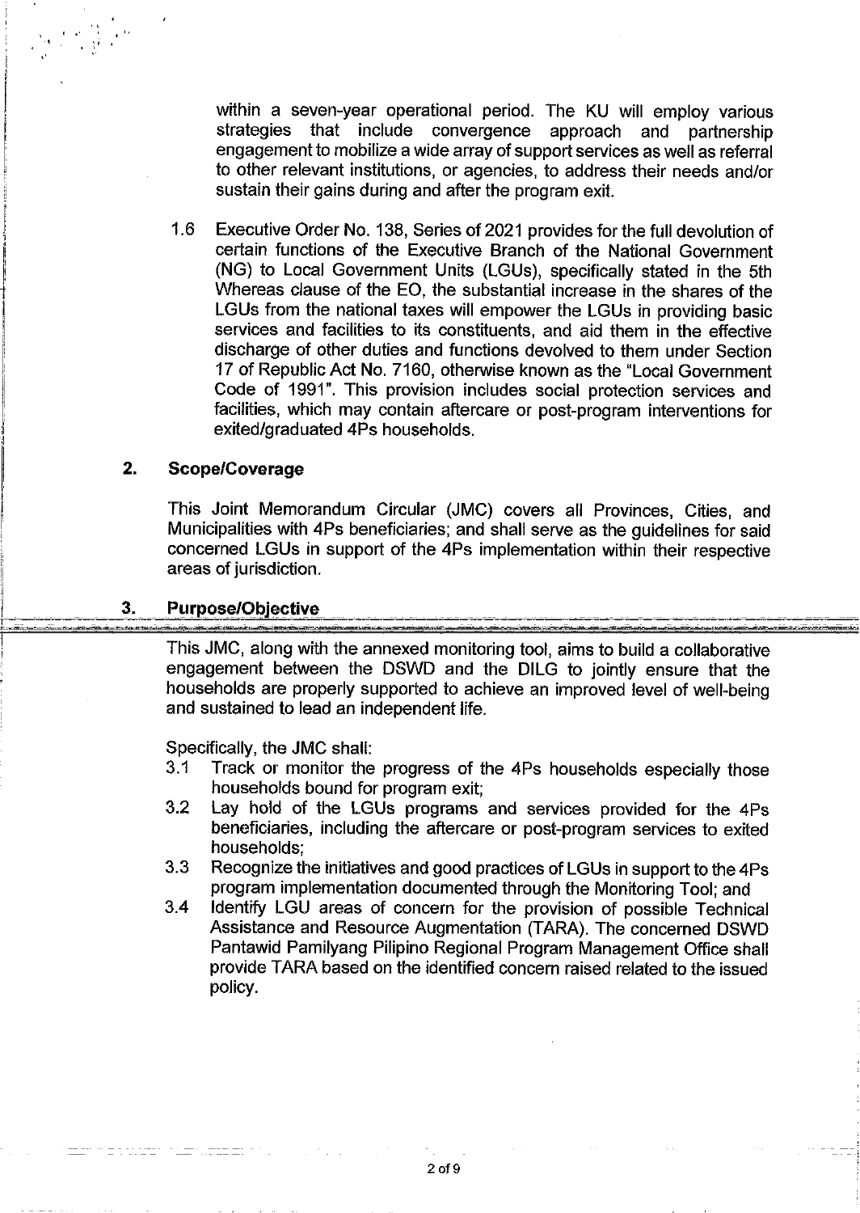within a seven-year operational period. The KU will employ various strategies that include convergence approach and partnership engagement to mobilize a wide array of support services as well as referral to other relevant institutions, or agencies, to address their needs and/or sustain their gains during and after the program exit.

1.6 Executive Order No. 138, Series of 2021 provides for the full devolution of certain functions of the Executive Branch of the National Government (NG) to Local Government Units (LGUs), specifically stated in the 5th Whereas clause of the EO, the substantial increase in the shares of the LGUs from the national taxes will empower the LGUs in providing basic services and facilities to its constituents, and aid them in the effective discharge of other duties and functions devolved to them under Section 17 of Republic Act No. 7160, otherwise known as the "Local Government Code of 1991". This provision includes social protection services and facilities, which may contain aftercare or post-program interventions for exited/graduated 4Ps households.

## 2. Scope/Coverage

This Joint Memorandum Circular (JMC) covers all Provinces, Cities, and Municipalities with 4Ps beneficiaries; and shall serve as the guidelines for said concerned LGUs in support of the 4Ps implementation within their respective areas of jurisdiction.

## 3. Purpose/Objective

This JMC, along with the annexed monitoring tool, aims to build a collaborative engagement between the DSWD and the DILG to jointly ensure that the households are properly supported to achieve an improved level of well-being and sustained to lead an independent life.

Specifically, the JMC shall:

3.1 Track or monitor the progress of the 4Ps households especially those households bound for program exit;

3.2 Lay hold of the LGUs programs and services provided for the 4Ps beneficiaries, including the aftercare or post-program services to exited households;

3.3 Recognize the initiatives and good practices of LGUs in support to the 4Ps program implementation documented through the Monitoring Tool; and

3.4 Identify LGU areas of concern for the provision of possible Technical Assistance and Resource Augmentation (TARA). The concerned DSWD Pantawid Pamilyang Pilipino Regional Program Management Office shall provide TARA based on the identified concern raised related to the issued policy.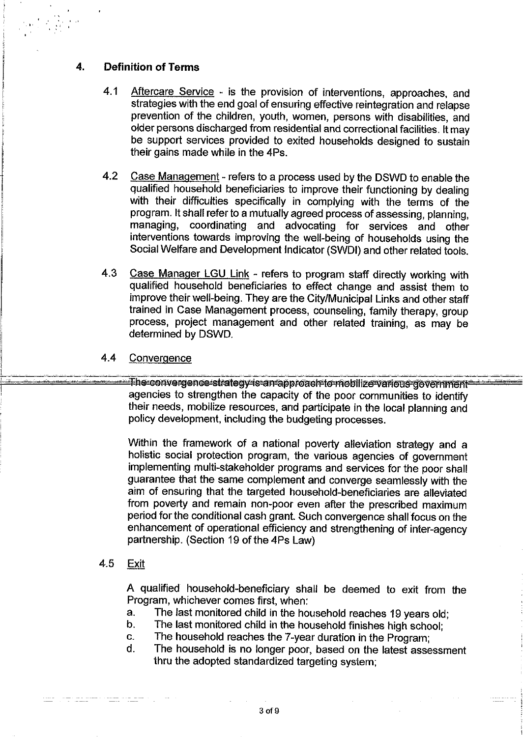## 4. Definition of Terms

4.1 <u>Aftercare Service</u> - is the provision of interventions, approaches, and strategies with the end goal of ensuring effective reintegration and relapse prevention of the children, youth, women, persons with disabilities, and older persons discharged from residential and correctional facilities. It may be support services provided to exited households designed to sustain their gains made while in the 4Ps.

4.2 <u>Case Management</u> - refers to a process used by the DSWD to enable the qualified household beneficiaries to improve their functioning by dealing with their difficulties specifically in complying with the terms of the program. It shall refer to a mutually agreed process of assessing, planning, managing, coordinating and advocating for services and other interventions towards improving the well-being of households using the Social Welfare and Development Indicator (SWDI) and other related tools.

4.3 <u>Case Manager LGU Link</u> - refers to program staff directly working with qualified household beneficiaries to effect change and assist them to improve their well-being. They are the City/Municipal Links and other staff trained in Case Management process, counseling, family therapy, group process, project management and other related training, as may be determined by DSWD.

4.4 <u>Convergence</u>

The convergence strategy is an approach to mobilize various government agencies to strengthen the capacity of the poor communities to identify their needs, mobilize resources, and participate in the local planning and policy development, including the budgeting processes.

Within the framework of a national poverty alleviation strategy and a holistic social protection program, the various agencies of government implementing multi-stakeholder programs and services for the poor shall guarantee that the same complement and converge seamlessly with the aim of ensuring that the targeted household-beneficiaries are alleviated from poverty and remain non-poor even after the prescribed maximum period for the conditional cash grant. Such convergence shall focus on the enhancement of operational efficiency and strengthening of inter-agency partnership. (Section 19 of the 4Ps Law)

4.5 <u>Exit</u>

A qualified household-beneficiary shall be deemed to exit from the Program, whichever comes first, when:

a. The last monitored child in the household reaches 19 years old;
b. The last monitored child in the household finishes high school;
c. The household reaches the 7-year duration in the Program;
d. The household is no longer poor, based on the latest assessment thru the adopted standardized targeting system;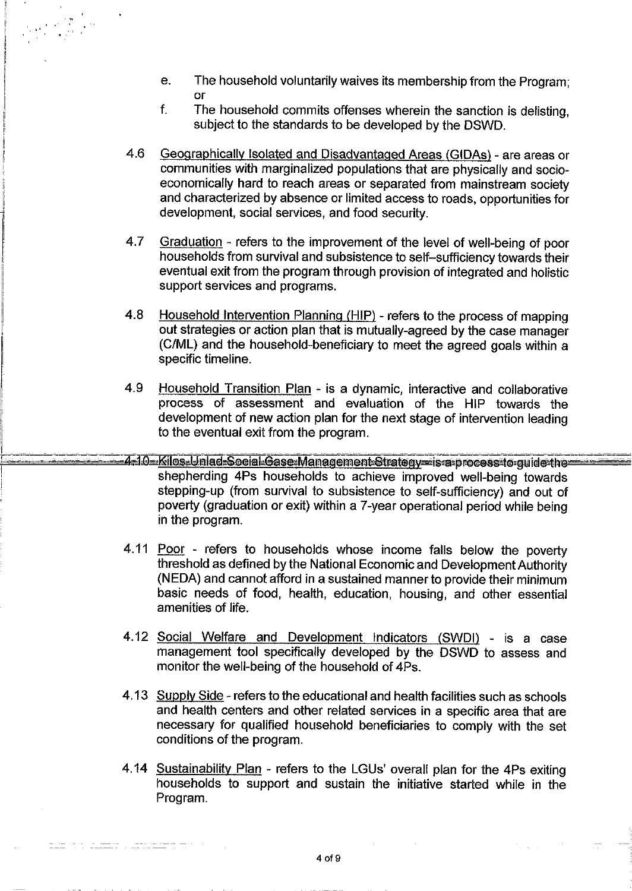e. The household voluntarily waives its membership from the Program; or

f. The household commits offenses wherein the sanction is delisting, subject to the standards to be developed by the DSWD.

4.6 Geographically Isolated and Disadvantaged Areas (GIDAs) - are areas or communities with marginalized populations that are physically and socio-economically hard to reach areas or separated from mainstream society and characterized by absence or limited access to roads, opportunities for development, social services, and food security.

4.7 Graduation - refers to the improvement of the level of well-being of poor households from survival and subsistence to self–sufficiency towards their eventual exit from the program through provision of integrated and holistic support services and programs.

4.8 Household Intervention Planning (HIP) - refers to the process of mapping out strategies or action plan that is mutually-agreed by the case manager (C/ML) and the household-beneficiary to meet the agreed goals within a specific timeline.

4.9 Household Transition Plan - is a dynamic, interactive and collaborative process of assessment and evaluation of the HIP towards the development of new action plan for the next stage of intervention leading to the eventual exit from the program.

4.10 Kilos-Unlad Social Case Management Strategy - is a process to guide the shepherding 4Ps households to achieve improved well-being towards stepping-up (from survival to subsistence to self-sufficiency) and out of poverty (graduation or exit) within a 7-year operational period while being in the program.

4.11 Poor - refers to households whose income falls below the poverty threshold as defined by the National Economic and Development Authority (NEDA) and cannot afford in a sustained manner to provide their minimum basic needs of food, health, education, housing, and other essential amenities of life.

4.12 Social Welfare and Development Indicators (SWDI) - is a case management tool specifically developed by the DSWD to assess and monitor the well-being of the household of 4Ps.

4.13 Supply Side - refers to the educational and health facilities such as schools and health centers and other related services in a specific area that are necessary for qualified household beneficiaries to comply with the set conditions of the program.

4.14 Sustainability Plan - refers to the LGUs' overall plan for the 4Ps exiting households to support and sustain the initiative started while in the Program.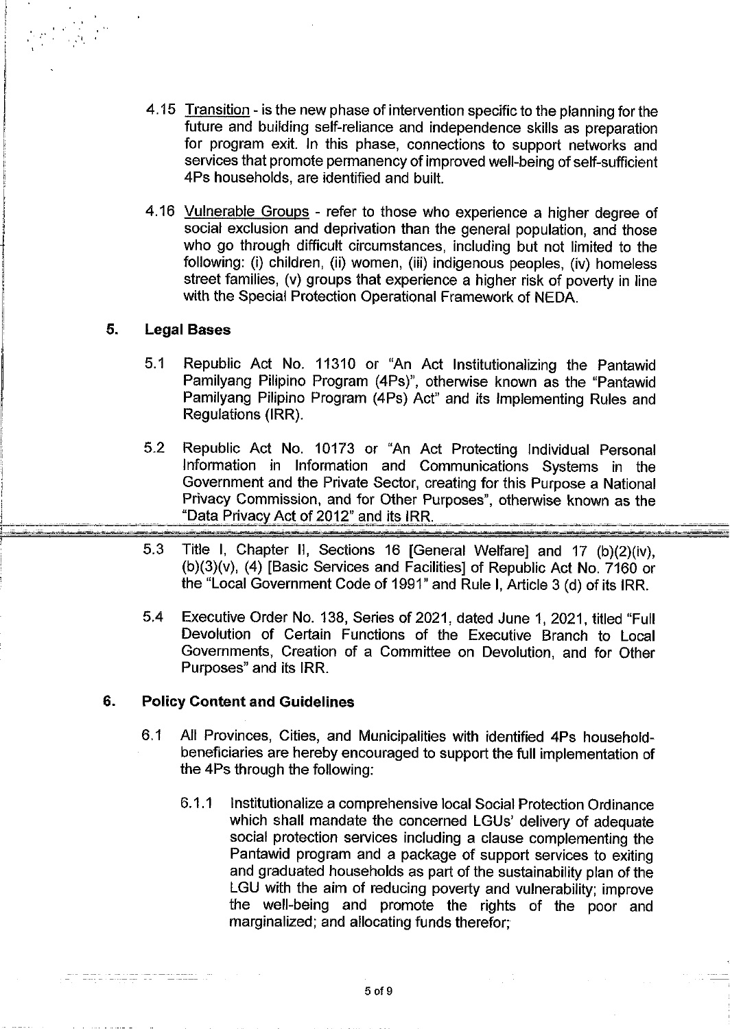4.15 Transition - is the new phase of intervention specific to the planning for the future and building self-reliance and independence skills as preparation for program exit. In this phase, connections to support networks and services that promote permanency of improved well-being of self-sufficient 4Ps households, are identified and built.

4.16 Vulnerable Groups - refer to those who experience a higher degree of social exclusion and deprivation than the general population, and those who go through difficult circumstances, including but not limited to the following: (i) children, (ii) women, (iii) indigenous peoples, (iv) homeless street families, (v) groups that experience a higher risk of poverty in line with the Special Protection Operational Framework of NEDA.

## 5. Legal Bases

5.1 Republic Act No. 11310 or "An Act Institutionalizing the Pantawid Pamilyang Pilipino Program (4Ps)", otherwise known as the "Pantawid Pamilyang Pilipino Program (4Ps) Act" and its Implementing Rules and Regulations (IRR).

5.2 Republic Act No. 10173 or "An Act Protecting Individual Personal Information in Information and Communications Systems in the Government and the Private Sector, creating for this Purpose a National Privacy Commission, and for Other Purposes", otherwise known as the "Data Privacy Act of 2012" and its IRR.

5.3 Title I, Chapter II, Sections 16 [General Welfare] and 17 (b)(2)(iv), (b)(3)(v), (4) [Basic Services and Facilities] of Republic Act No. 7160 or the "Local Government Code of 1991" and Rule I, Article 3 (d) of its IRR.

5.4 Executive Order No. 138, Series of 2021, dated June 1, 2021, titled "Full Devolution of Certain Functions of the Executive Branch to Local Governments, Creation of a Committee on Devolution, and for Other Purposes" and its IRR.

## 6. Policy Content and Guidelines

6.1 All Provinces, Cities, and Municipalities with identified 4Ps household-beneficiaries are hereby encouraged to support the full implementation of the 4Ps through the following:

6.1.1 Institutionalize a comprehensive local Social Protection Ordinance which shall mandate the concerned LGUs' delivery of adequate social protection services including a clause complementing the Pantawid program and a package of support services to exiting and graduated households as part of the sustainability plan of the LGU with the aim of reducing poverty and vulnerability; improve the well-being and promote the rights of the poor and marginalized; and allocating funds therefor;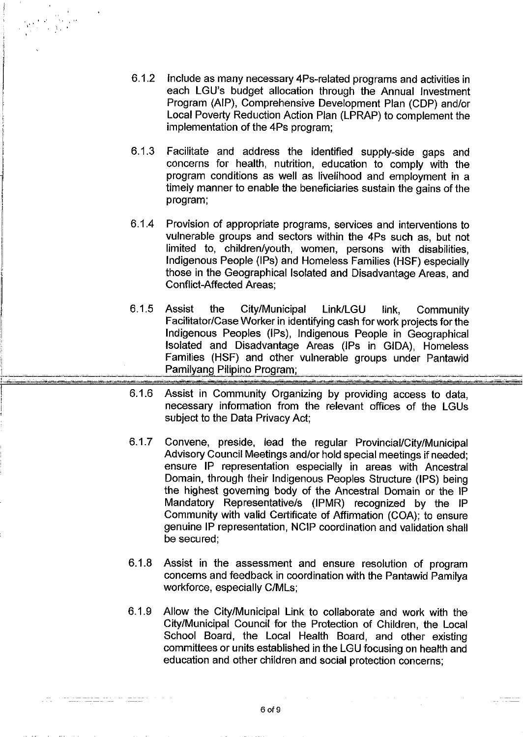6.1.2 Include as many necessary 4Ps-related programs and activities in each LGU's budget allocation through the Annual Investment Program (AIP), Comprehensive Development Plan (CDP) and/or Local Poverty Reduction Action Plan (LPRAP) to complement the implementation of the 4Ps program;

6.1.3 Facilitate and address the identified supply-side gaps and concerns for health, nutrition, education to comply with the program conditions as well as livelihood and employment in a timely manner to enable the beneficiaries sustain the gains of the program;

6.1.4 Provision of appropriate programs, services and interventions to vulnerable groups and sectors within the 4Ps such as, but not limited to, children/youth, women, persons with disabilities, Indigenous People (IPs) and Homeless Families (HSF) especially those in the Geographical Isolated and Disadvantage Areas, and Conflict-Affected Areas;

6.1.5 Assist the City/Municipal Link/LGU link, Community Facilitator/Case Worker in identifying cash for work projects for the Indigenous Peoples (IPs), Indigenous People in Geographical Isolated and Disadvantage Areas (IPs in GIDA), Homeless Families (HSF) and other vulnerable groups under Pantawid Pamilyang Pilipino Program;

6.1.6 Assist in Community Organizing by providing access to data, necessary information from the relevant offices of the LGUs subject to the Data Privacy Act;

6.1.7 Convene, preside, lead the regular Provincial/City/Municipal Advisory Council Meetings and/or hold special meetings if needed; ensure IP representation especially in areas with Ancestral Domain, through their Indigenous Peoples Structure (IPS) being the highest governing body of the Ancestral Domain or the IP Mandatory Representative/s (IPMR) recognized by the IP Community with valid Certificate of Affirmation (COA); to ensure genuine IP representation, NCIP coordination and validation shall be secured;

6.1.8 Assist in the assessment and ensure resolution of program concerns and feedback in coordination with the Pantawid Pamilya workforce, especially C/MLs;

6.1.9 Allow the City/Municipal Link to collaborate and work with the City/Municipal Council for the Protection of Children, the Local School Board, the Local Health Board, and other existing committees or units established in the LGU focusing on health and education and other children and social protection concerns;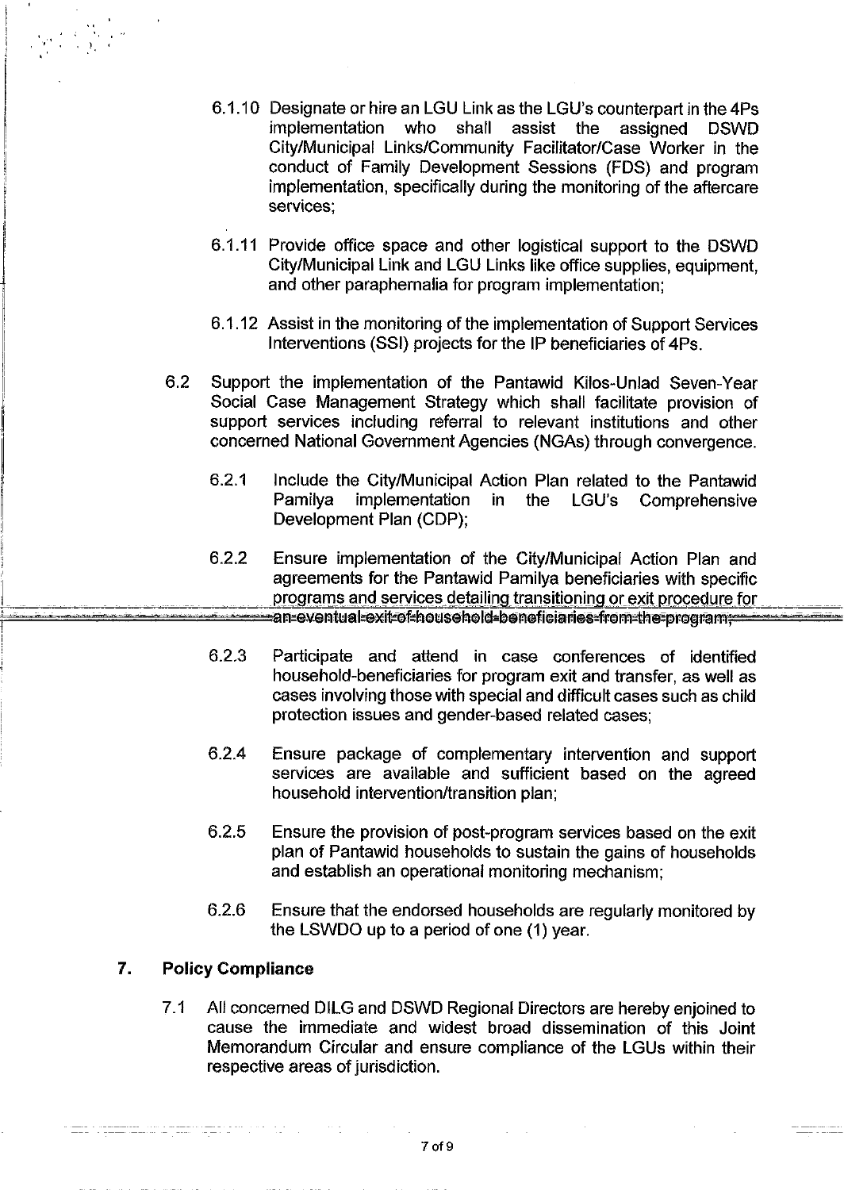6.1.10 Designate or hire an LGU Link as the LGU's counterpart in the 4Ps implementation who shall assist the assigned DSWD City/Municipal Links/Community Facilitator/Case Worker in the conduct of Family Development Sessions (FDS) and program implementation, specifically during the monitoring of the aftercare services;

6.1.11 Provide office space and other logistical support to the DSWD City/Municipal Link and LGU Links like office supplies, equipment, and other paraphernalia for program implementation;

6.1.12 Assist in the monitoring of the implementation of Support Services Interventions (SSI) projects for the IP beneficiaries of 4Ps.

6.2 Support the implementation of the Pantawid Kilos-Unlad Seven-Year Social Case Management Strategy which shall facilitate provision of support services including referral to relevant institutions and other concerned National Government Agencies (NGAs) through convergence.

6.2.1 Include the City/Municipal Action Plan related to the Pantawid Pamilya implementation in the LGU's Comprehensive Development Plan (CDP);

6.2.2 Ensure implementation of the City/Municipal Action Plan and agreements for the Pantawid Pamilya beneficiaries with specific programs and services detailing transitioning or exit procedure for an eventual exit of household beneficiaries from the program;

6.2.3 Participate and attend in case conferences of identified household-beneficiaries for program exit and transfer, as well as cases involving those with special and difficult cases such as child protection issues and gender-based related cases;

6.2.4 Ensure package of complementary intervention and support services are available and sufficient based on the agreed household intervention/transition plan;

6.2.5 Ensure the provision of post-program services based on the exit plan of Pantawid households to sustain the gains of households and establish an operational monitoring mechanism;

6.2.6 Ensure that the endorsed households are regularly monitored by the LSWDO up to a period of one (1) year.

## 7. Policy Compliance

7.1 All concerned DILG and DSWD Regional Directors are hereby enjoined to cause the immediate and widest broad dissemination of this Joint Memorandum Circular and ensure compliance of the LGUs within their respective areas of jurisdiction.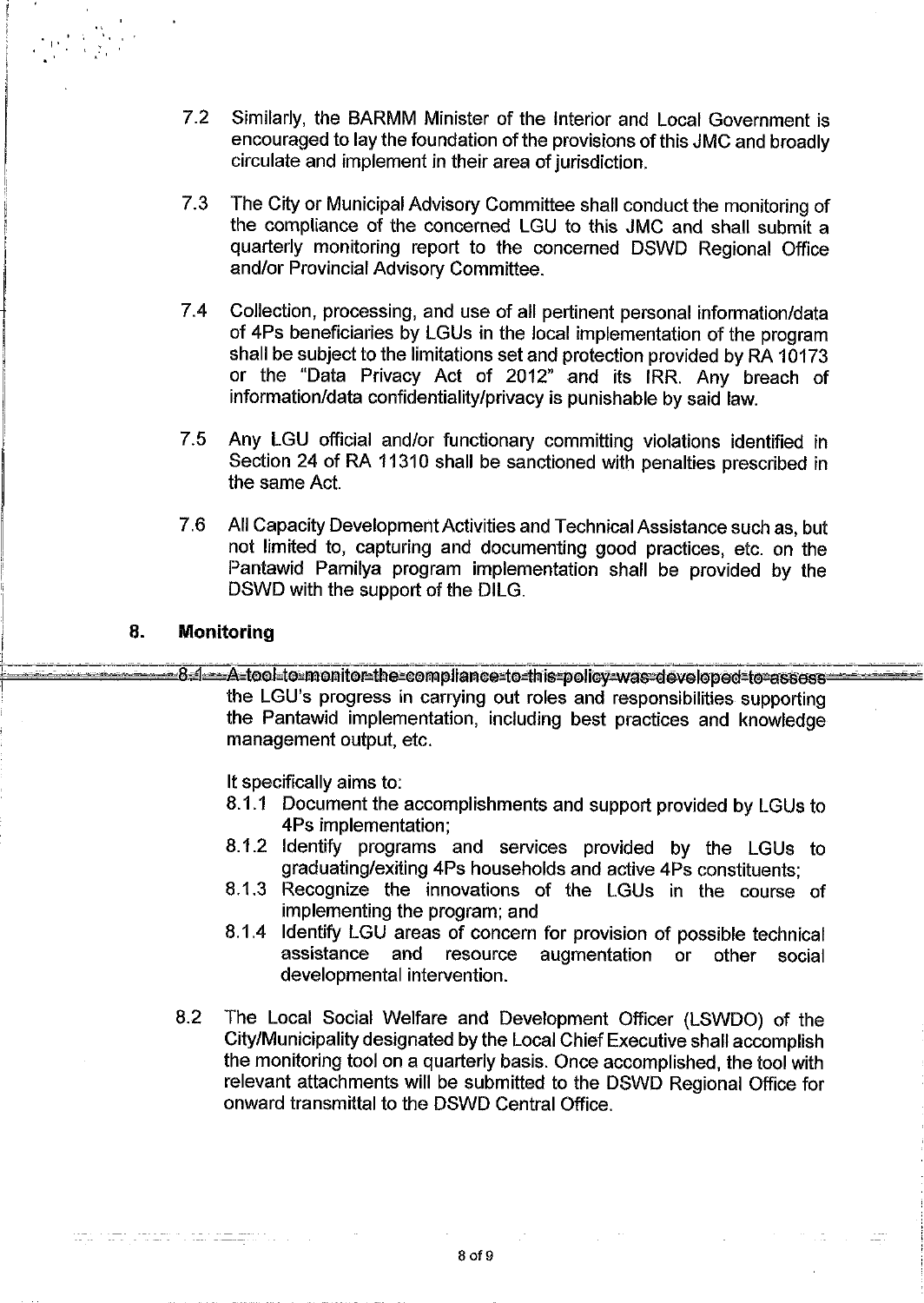7.2 Similarly, the BARMM Minister of the Interior and Local Government is encouraged to lay the foundation of the provisions of this JMC and broadly circulate and implement in their area of jurisdiction.

7.3 The City or Municipal Advisory Committee shall conduct the monitoring of the compliance of the concerned LGU to this JMC and shall submit a quarterly monitoring report to the concerned DSWD Regional Office and/or Provincial Advisory Committee.

7.4 Collection, processing, and use of all pertinent personal information/data of 4Ps beneficiaries by LGUs in the local implementation of the program shall be subject to the limitations set and protection provided by RA 10173 or the "Data Privacy Act of 2012" and its IRR. Any breach of information/data confidentiality/privacy is punishable by said law.

7.5 Any LGU official and/or functionary committing violations identified in Section 24 of RA 11310 shall be sanctioned with penalties prescribed in the same Act.

7.6 All Capacity Development Activities and Technical Assistance such as, but not limited to, capturing and documenting good practices, etc. on the Pantawid Pamilya program implementation shall be provided by the DSWD with the support of the DILG.

## 8. Monitoring

8.1 A tool to monitor the compliance to this policy was developed to assess the LGU's progress in carrying out roles and responsibilities supporting the Pantawid implementation, including best practices and knowledge management output, etc.

It specifically aims to:

8.1.1 Document the accomplishments and support provided by LGUs to 4Ps implementation;

8.1.2 Identify programs and services provided by the LGUs to graduating/exiting 4Ps households and active 4Ps constituents;

8.1.3 Recognize the innovations of the LGUs in the course of implementing the program; and

8.1.4 Identify LGU areas of concern for provision of possible technical assistance and resource augmentation or other social developmental intervention.

8.2 The Local Social Welfare and Development Officer (LSWDO) of the City/Municipality designated by the Local Chief Executive shall accomplish the monitoring tool on a quarterly basis. Once accomplished, the tool with relevant attachments will be submitted to the DSWD Regional Office for onward transmittal to the DSWD Central Office.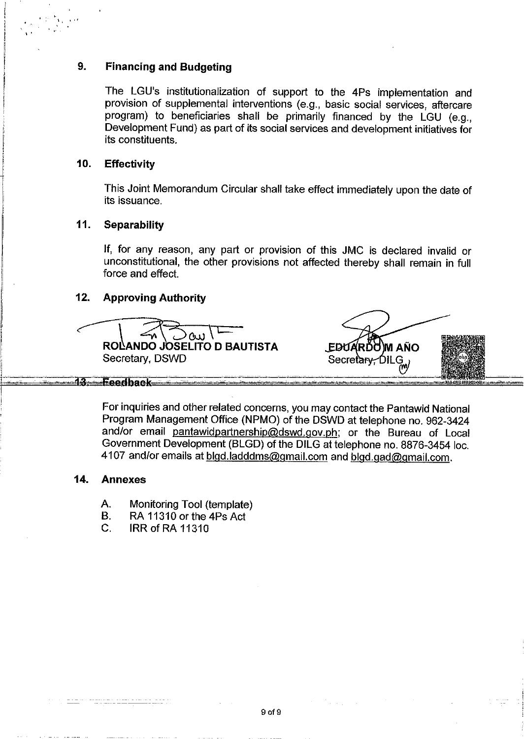## 9. Financing and Budgeting

The LGU's institutionalization of support to the 4Ps implementation and provision of supplemental interventions (e.g., basic social services, aftercare program) to beneficiaries shall be primarily financed by the LGU (e.g., Development Fund) as part of its social services and development initiatives for its constituents.

## 10. Effectivity

This Joint Memorandum Circular shall take effect immediately upon the date of its issuance.

## 11. Separability

If, for any reason, any part or provision of this JMC is declared invalid or unconstitutional, the other provisions not affected thereby shall remain in full force and effect.

## 12. Approving Authority

**ROLANDO JOSELITO D BAUTISTA**
Secretary, DSWD

**EDUARDO M AÑO**
Secretary, DILG

## 13. Feedback

For inquiries and other related concerns, you may contact the Pantawid National Program Management Office (NPMO) of the DSWD at telephone no. 962-3424 and/or email pantawidpartnership@dswd.gov.ph; or the Bureau of Local Government Development (BLGD) of the DILG at telephone no. 8876-3454 loc. 4107 and/or emails at blgd.ladddms@gmail.com and blgd.gad@gmail.com.

## 14. Annexes

A. Monitoring Tool (template)
B. RA 11310 or the 4Ps Act
C. IRR of RA 11310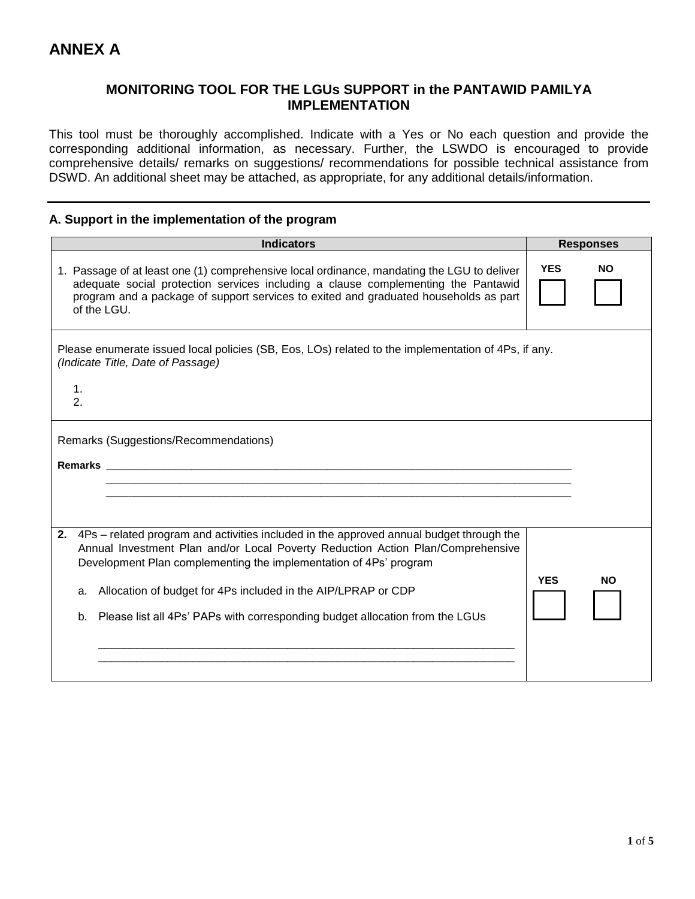# ANNEX A

## MONITORING TOOL FOR THE LGUs SUPPORT in the PANTAWID PAMILYA IMPLEMENTATION

This tool must be thoroughly accomplished. Indicate with a Yes or No each question and provide the corresponding additional information, as necessary. Further, the LSWDO is encouraged to provide comprehensive details/ remarks on suggestions/ recommendations for possible technical assistance from DSWD. An additional sheet may be attached, as appropriate, for any additional details/information.

### A. Support in the implementation of the program

| Indicators | Responses |
|---|---|
| 1. Passage of at least one (1) comprehensive local ordinance, mandating the LGU to deliver adequate social protection services including a clause complementing the Pantawid program and a package of support services to exited and graduated households as part of the LGU. | YES ☐ NO ☐ |
| Please enumerate issued local policies (SB, Eos, LOs) related to the implementation of 4Ps, if any. *(Indicate Title, Date of Passage)*<br>1.<br>2. | |
| Remarks (Suggestions/Recommendations)<br>**Remarks** ______________________________<br>______________________________<br>______________________________ | |
| **2.** 4Ps – related program and activities included in the approved annual budget through the Annual Investment Plan and/or Local Poverty Reduction Action Plan/Comprehensive Development Plan complementing the implementation of 4Ps' program<br>a. Allocation of budget for 4Ps included in the AIP/LPRAP or CDP<br>b. Please list all 4Ps' PAPs with corresponding budget allocation from the LGUs<br>______________________________<br>______________________________ | YES ☐ NO ☐ |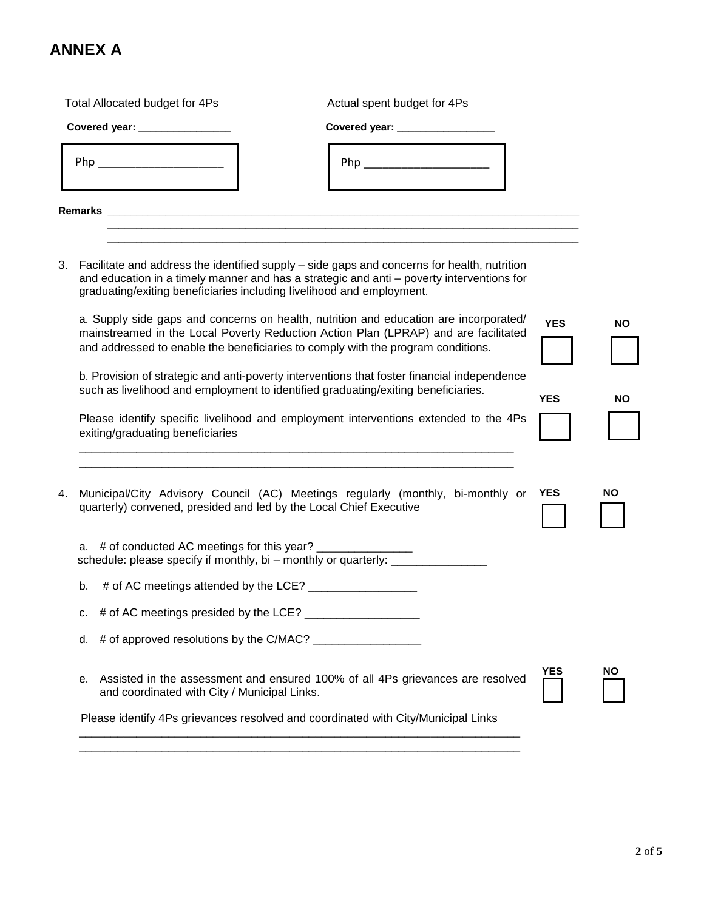## ANNEX A

| | |
|---|---|
| Total Allocated budget for 4Ps<br>**Covered year:** ________________<br>Php ____________________<br><br>Actual spent budget for 4Ps<br>**Covered year:** ________________<br>Php ____________________<br><br>**Remarks** ______________________________________________________________________________<br>______________________________________________________________________________<br>______________________________________________________________________________ | |
| 3. Facilitate and address the identified supply – side gaps and concerns for health, nutrition and education in a timely manner and has a strategic and anti – poverty interventions for graduating/exiting beneficiaries including livelihood and employment.<br><br>a. Supply side gaps and concerns on health, nutrition and education are incorporated/ mainstreamed in the Local Poverty Reduction Action Plan (LPRAP) and are facilitated and addressed to enable the beneficiaries to comply with the program conditions.<br><br>b. Provision of strategic and anti-poverty interventions that foster financial independence such as livelihood and employment to identified graduating/exiting beneficiaries.<br><br>Please identify specific livelihood and employment interventions extended to the 4Ps exiting/graduating beneficiaries<br>______________________________________________________________________<br>______________________________________________________________________ | **YES** ☐ **NO** ☐<br><br>**YES** ☐ **NO** ☐ |
| 4. Municipal/City Advisory Council (AC) Meetings regularly (monthly, bi-monthly or quarterly) convened, presided and led by the Local Chief Executive<br><br>a. # of conducted AC meetings for this year? _______________<br>schedule: please specify if monthly, bi – monthly or quarterly: _______________<br><br>b. # of AC meetings attended by the LCE? _________________<br><br>c. # of AC meetings presided by the LCE? __________________<br><br>d. # of approved resolutions by the C/MAC? _________________<br><br>e. Assisted in the assessment and ensured 100% of all 4Ps grievances are resolved and coordinated with City / Municipal Links.<br><br>Please identify 4Ps grievances resolved and coordinated with City/Municipal Links<br>______________________________________________________________________<br>______________________________________________________________________ | **YES** ☐ **NO** ☐<br><br>**YES** ☐ **NO** ☐ |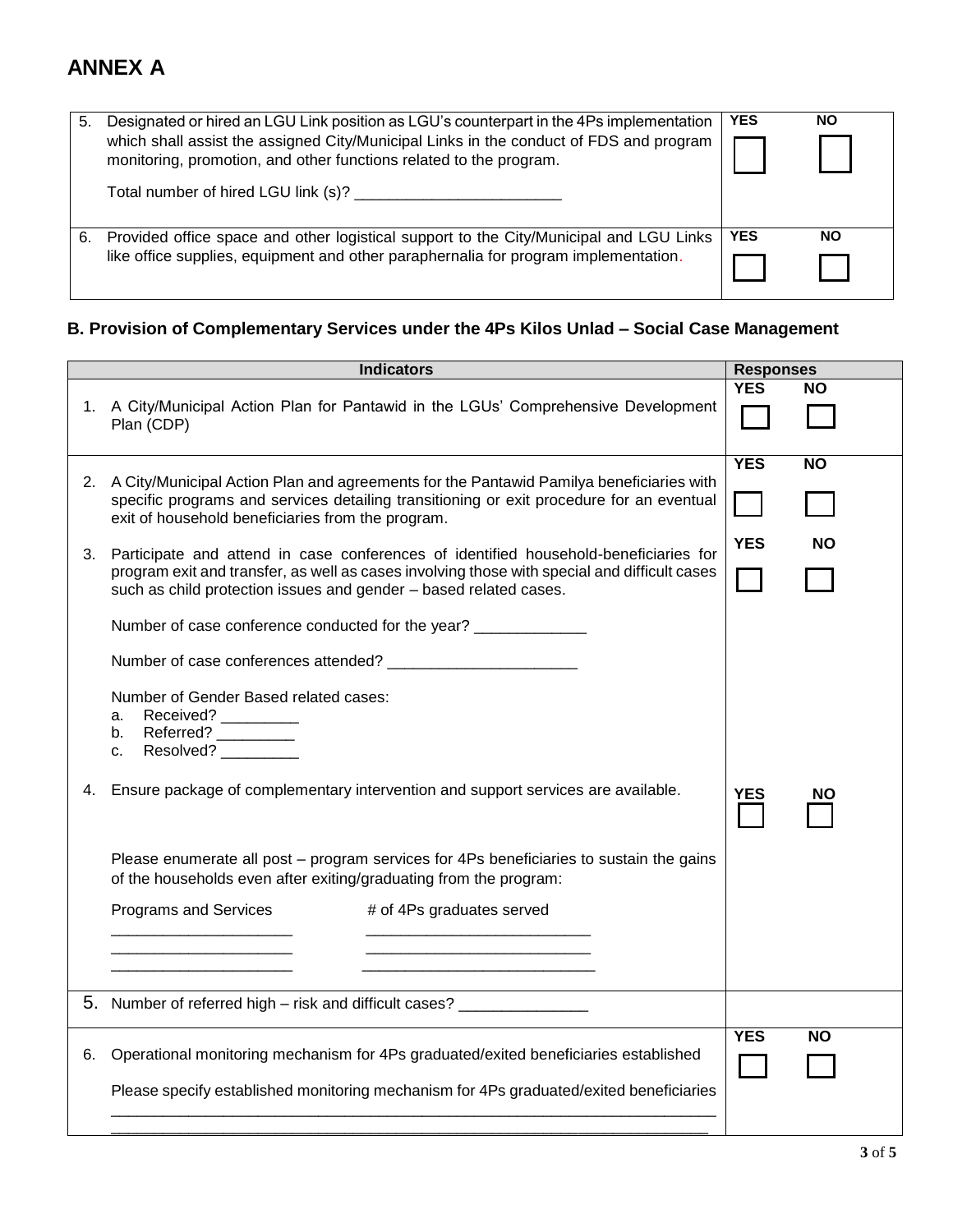# ANNEX A

| | | |
|---|---|---|
| 5. | Designated or hired an LGU Link position as LGU's counterpart in the 4Ps implementation which shall assist the assigned City/Municipal Links in the conduct of FDS and program monitoring, promotion, and other functions related to the program.<br><br>Total number of hired LGU link (s)? ________________________ | **YES** ☐ **NO** ☐ |
| 6. | Provided office space and other logistical support to the City/Municipal and LGU Links like office supplies, equipment and other paraphernalia for program implementation. | **YES** ☐ **NO** ☐ |

### B. Provision of Complementary Services under the 4Ps Kilos Unlad – Social Case Management

| | Indicators | Responses |
|---|---|---|
| 1. | A City/Municipal Action Plan for Pantawid in the LGUs' Comprehensive Development Plan (CDP) | **YES** ☐ **NO** ☐ |
| 2. | A City/Municipal Action Plan and agreements for the Pantawid Pamilya beneficiaries with specific programs and services detailing transitioning or exit procedure for an eventual exit of household beneficiaries from the program. | **YES** ☐ **NO** ☐ |
| 3. | Participate and attend in case conferences of identified household-beneficiaries for program exit and transfer, as well as cases involving those with special and difficult cases such as child protection issues and gender – based related cases.<br><br>Number of case conference conducted for the year? _____________<br><br>Number of case conferences attended? ______________________<br><br>Number of Gender Based related cases:<br>a. Received? _________<br>b. Referred? _________<br>c. Resolved? _________ | **YES** ☐ **NO** ☐ |
| 4. | Ensure package of complementary intervention and support services are available.<br><br>Please enumerate all post – program services for 4Ps beneficiaries to sustain the gains of the households even after exiting/graduating from the program:<br><br>Programs and Services — # of 4Ps graduates served<br>____________________ — __________________________<br>____________________ — __________________________<br>____________________ — __________________________ | **YES** ☐ **NO** ☐ |
| 5. | Number of referred high – risk and difficult cases? _______________ | |
| 6. | Operational monitoring mechanism for 4Ps graduated/exited beneficiaries established<br><br>Please specify established monitoring mechanism for 4Ps graduated/exited beneficiaries<br>______________________________________________________________________<br>______________________________________________________________________ | **YES** ☐ **NO** ☐ |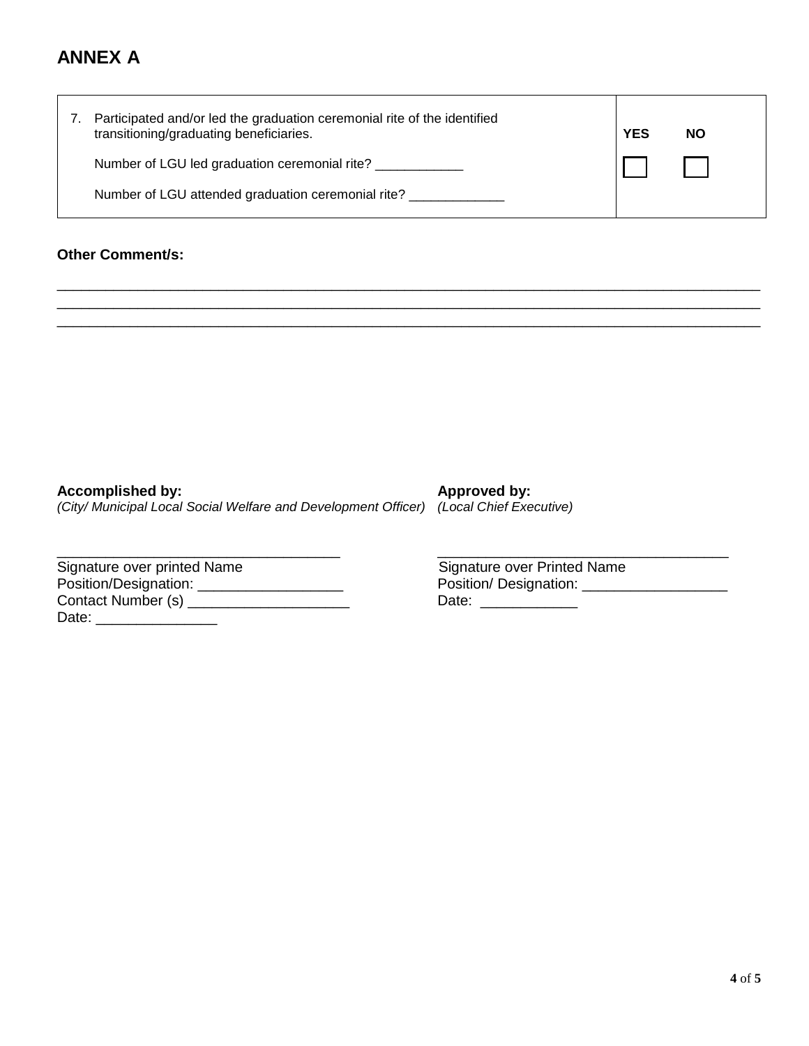## ANNEX A

| | YES | NO |
|---|---|---|
| 7. Participated and/or led the graduation ceremonial rite of the identified transitioning/graduating beneficiaries.<br><br>Number of LGU led graduation ceremonial rite? ____________<br><br>Number of LGU attended graduation ceremonial rite? _____________ | ☐ | ☐ |

**Other Comment/s:**

_____________________________________________________________________________________
_____________________________________________________________________________________
_____________________________________________________________________________________

**Accomplished by:**
*(City/ Municipal Local Social Welfare and Development Officer)*

___________________________________
Signature over printed Name
Position/Designation: __________________
Contact Number (s) ____________________
Date: _______________

**Approved by:**
*(Local Chief Executive)*

____________________________________
Signature over Printed Name
Position/ Designation: __________________
Date: ____________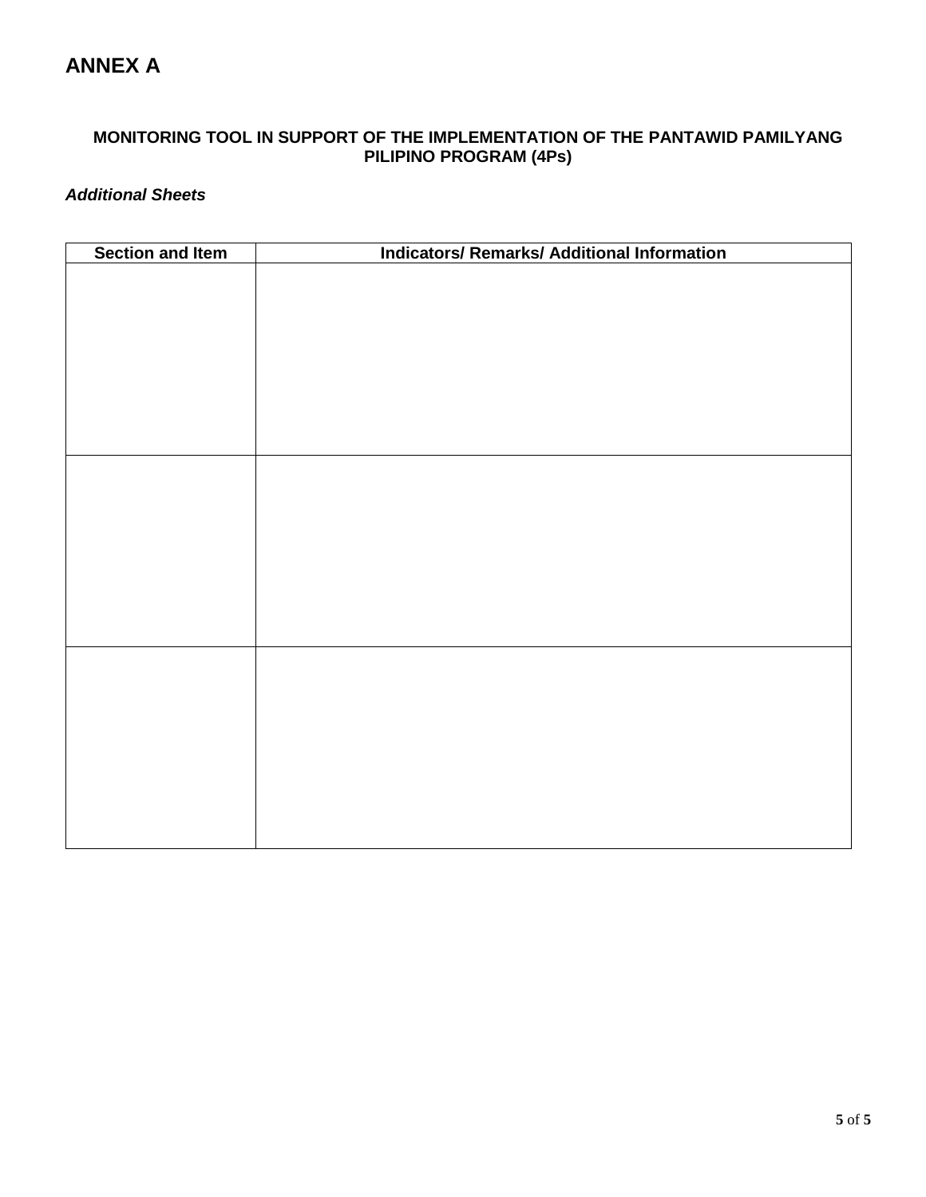# ANNEX A

**MONITORING TOOL IN SUPPORT OF THE IMPLEMENTATION OF THE PANTAWID PAMILYANG PILIPINO PROGRAM (4Ps)**

***Additional Sheets***

| Section and Item | Indicators/ Remarks/ Additional Information |
|---|---|
| | |
| | |
| | |